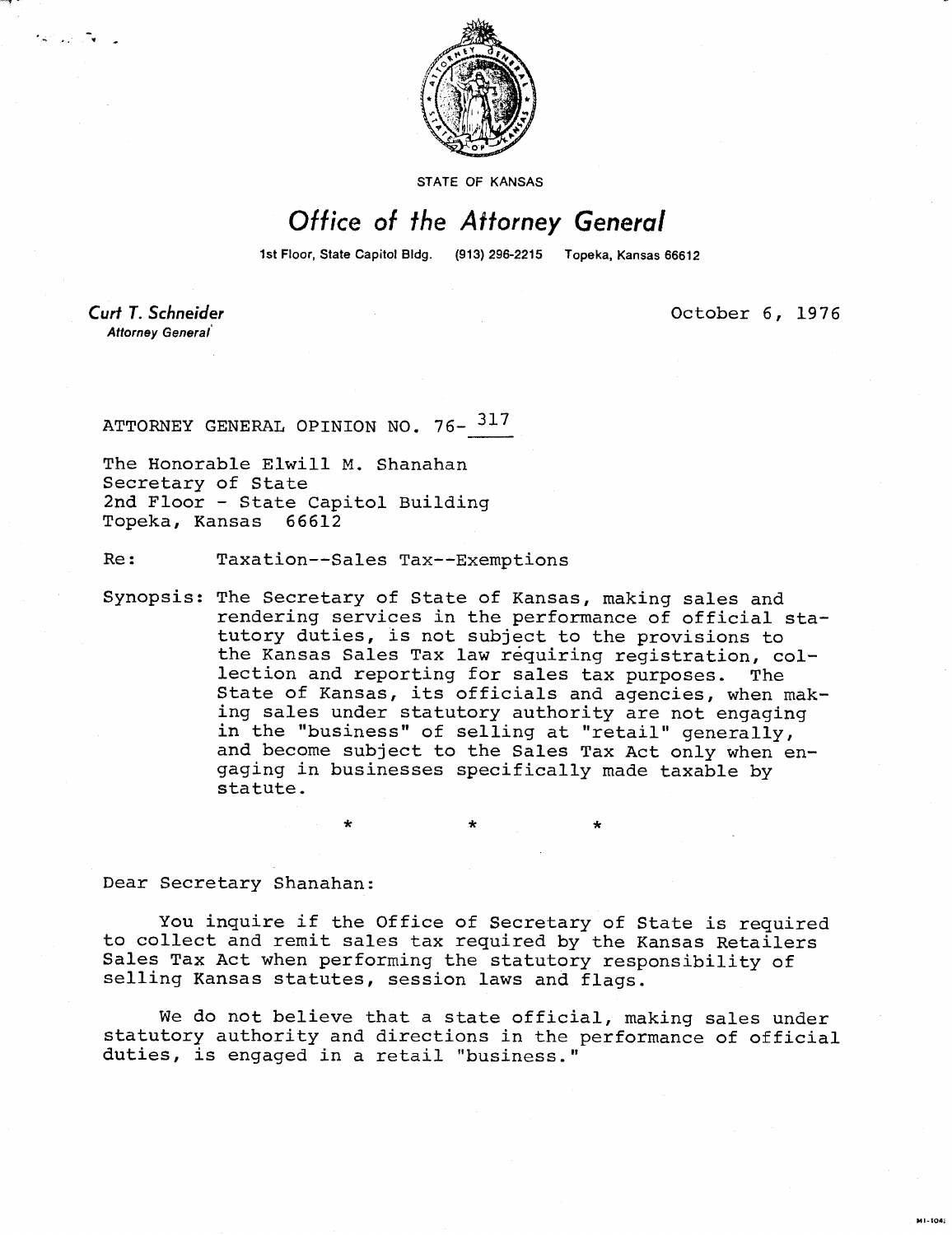STATE OF KANSAS

# Office of the Attorney General

1st Floor, State Capitol Bldg. (913) 296-2215 Topeka, Kansas 66612

**Curt T. Schneider**
*Attorney General*

October 6, 1976

ATTORNEY GENERAL OPINION NO. 76- 317

The Honorable Elwill M. Shanahan
Secretary of State
2nd Floor - State Capitol Building
Topeka, Kansas 66612

Re: Taxation--Sales Tax--Exemptions

Synopsis: The Secretary of State of Kansas, making sales and rendering services in the performance of official statutory duties, is not subject to the provisions to the Kansas Sales Tax law requiring registration, collection and reporting for sales tax purposes. The State of Kansas, its officials and agencies, when making sales under statutory authority are not engaging in the "business" of selling at "retail" generally, and become subject to the Sales Tax Act only when engaging in businesses specifically made taxable by statute.

\* \* \*

Dear Secretary Shanahan:

You inquire if the Office of Secretary of State is required to collect and remit sales tax required by the Kansas Retailers Sales Tax Act when performing the statutory responsibility of selling Kansas statutes, session laws and flags.

We do not believe that a state official, making sales under statutory authority and directions in the performance of official duties, is engaged in a retail "business."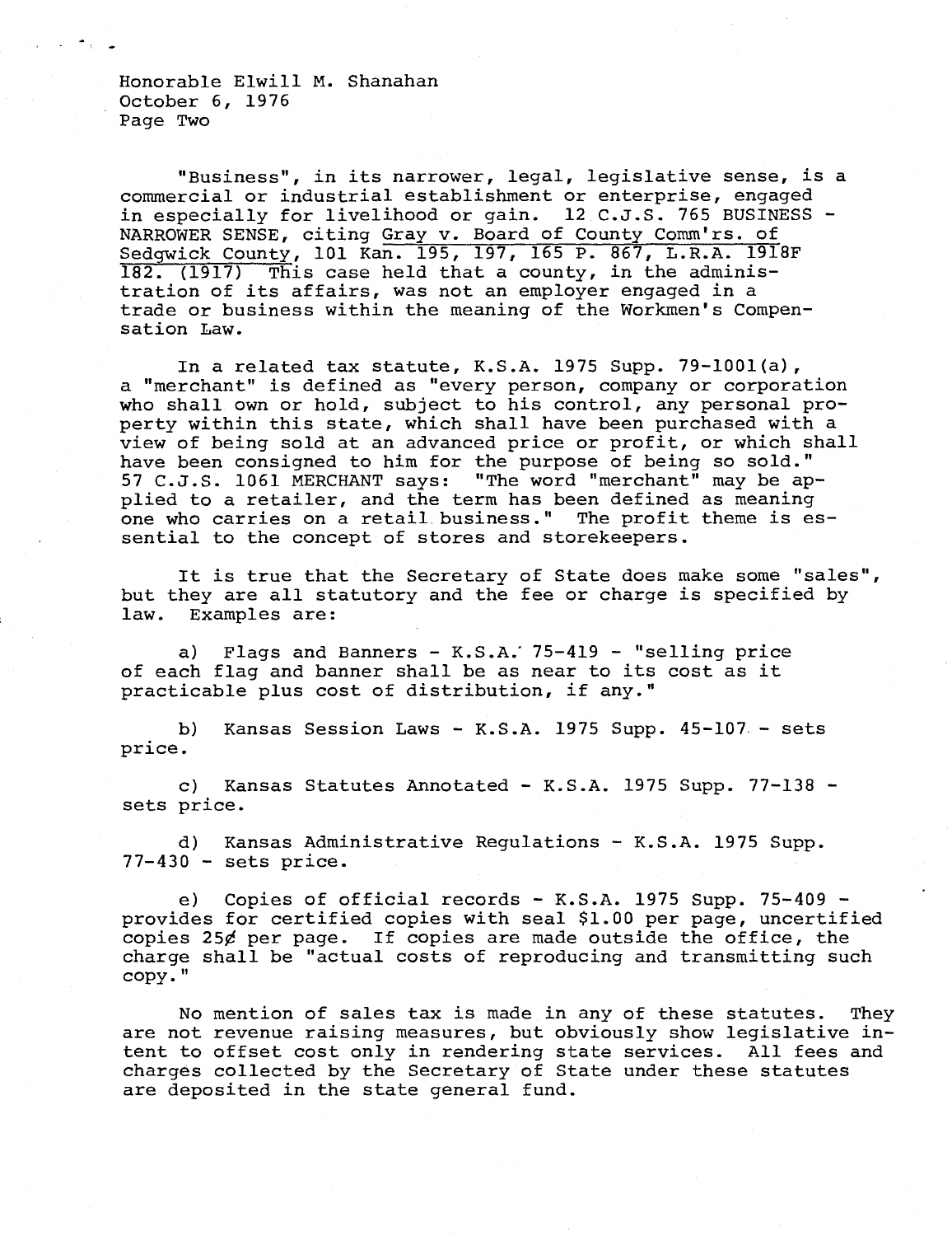"Business", in its narrower, legal, legislative sense, is a commercial or industrial establishment or enterprise, engaged in especially for livelihood or gain. 12 C.J.S. 765 BUSINESS - NARROWER SENSE, citing Gray v. Board of County Comm'rs. of Sedgwick County, 101 Kan. 195, 197, 165 P. 867, L.R.A. 1918F 182. (1917) This case held that a county, in the administration of its affairs, was not an employer engaged in a trade or business within the meaning of the Workmen's Compensation Law.

In a related tax statute, K.S.A. 1975 Supp. 79-1001(a), a "merchant" is defined as "every person, company or corporation who shall own or hold, subject to his control, any personal property within this state, which shall have been purchased with a view of being sold at an advanced price or profit, or which shall have been consigned to him for the purpose of being so sold." 57 C.J.S. 1061 MERCHANT says: "The word "merchant" may be applied to a retailer, and the term has been defined as meaning one who carries on a retail business." The profit theme is essential to the concept of stores and storekeepers.

It is true that the Secretary of State does make some "sales", but they are all statutory and the fee or charge is specified by law. Examples are:

a) Flags and Banners - K.S.A. 75-419 - "selling price of each flag and banner shall be as near to its cost as it practicable plus cost of distribution, if any."

b) Kansas Session Laws - K.S.A. 1975 Supp. 45-107 - sets price.

c) Kansas Statutes Annotated - K.S.A. 1975 Supp. 77-138 - sets price.

d) Kansas Administrative Regulations - K.S.A. 1975 Supp. 77-430 - sets price.

e) Copies of official records - K.S.A. 1975 Supp. 75-409 - provides for certified copies with seal $1.00 per page, uncertified copies 25¢ per page. If copies are made outside the office, the charge shall be "actual costs of reproducing and transmitting such copy."

No mention of sales tax is made in any of these statutes. They are not revenue raising measures, but obviously show legislative intent to offset cost only in rendering state services. All fees and charges collected by the Secretary of State under these statutes are deposited in the state general fund.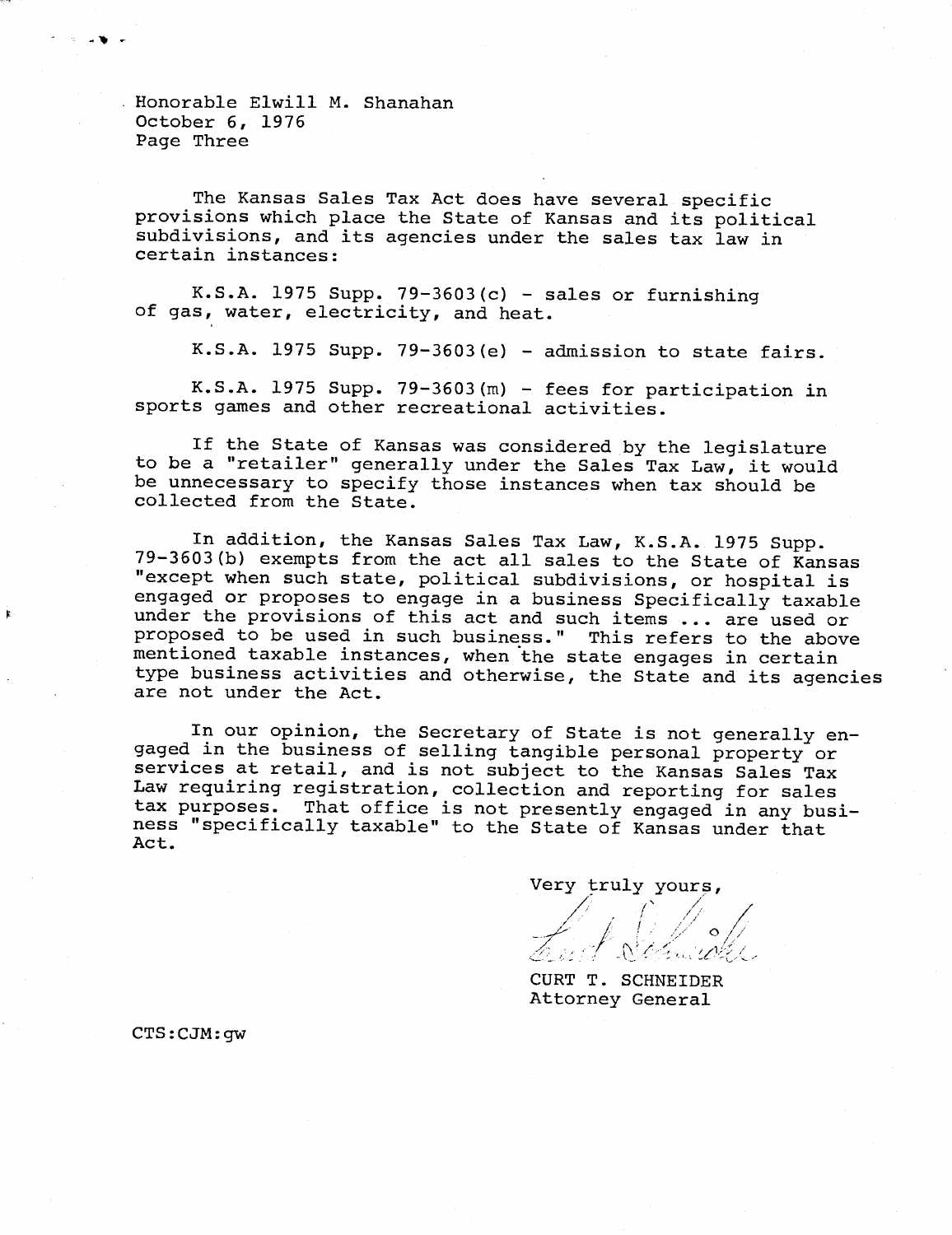The Kansas Sales Tax Act does have several specific provisions which place the State of Kansas and its political subdivisions, and its agencies under the sales tax law in certain instances:

K.S.A. 1975 Supp. 79-3603(c) - sales or furnishing of gas, water, electricity, and heat.

K.S.A. 1975 Supp. 79-3603(e) - admission to state fairs.

K.S.A. 1975 Supp. 79-3603(m) - fees for participation in sports games and other recreational activities.

If the State of Kansas was considered by the legislature to be a "retailer" generally under the Sales Tax Law, it would be unnecessary to specify those instances when tax should be collected from the State.

In addition, the Kansas Sales Tax Law, K.S.A. 1975 Supp. 79-3603(b) exempts from the act all sales to the State of Kansas "except when such state, political subdivisions, or hospital is engaged or proposes to engage in a business Specifically taxable under the provisions of this act and such items ... are used or proposed to be used in such business." This refers to the above mentioned taxable instances, when the state engages in certain type business activities and otherwise, the State and its agencies are not under the Act.

In our opinion, the Secretary of State is not generally engaged in the business of selling tangible personal property or services at retail, and is not subject to the Kansas Sales Tax Law requiring registration, collection and reporting for sales tax purposes. That office is not presently engaged in any business "specifically taxable" to the State of Kansas under that Act.

Very truly yours,

CURT T. SCHNEIDER
Attorney General

CTS:CJM:gw